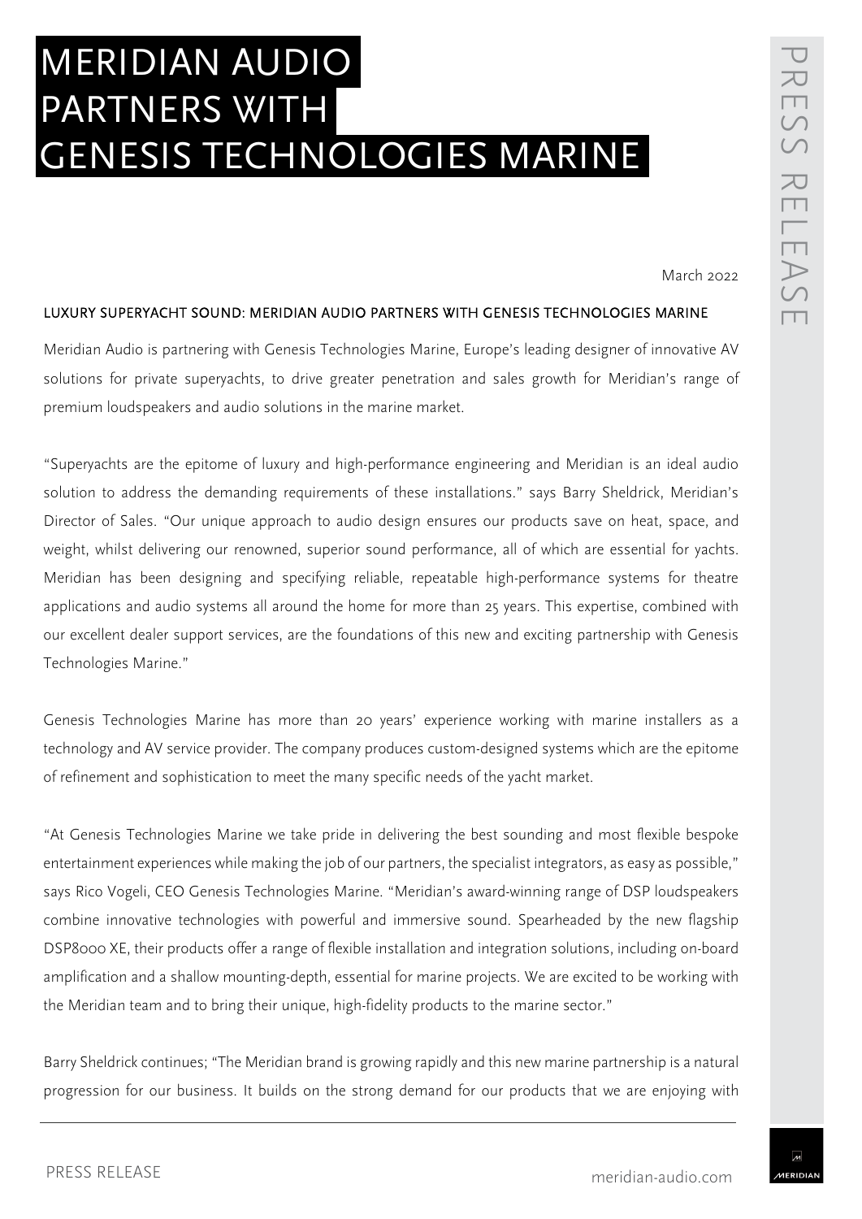# MERIDIAN AUDIO PARTNERS WITH GENESIS TECHNOLOGIES MARINE

March 2022

LUXURY SUPERYACHT SOUND: MERIDIAN AUDIO PARTNERS WITH GENESIS TECHNOLOGIES MARINE

Meridian Audio is partnering with Genesis Technologies Marine, Europe's leading designer of innovative AV solutions for private superyachts, to drive greater penetration and sales growth for Meridian's range of premium loudspeakers and audio solutions in the marine market.

"Superyachts are the epitome of luxury and high-performance engineering and Meridian is an ideal audio solution to address the demanding requirements of these installations." says Barry Sheldrick, Meridian's Director of Sales. "Our unique approach to audio design ensures our products save on heat, space, and weight, whilst delivering our renowned, superior sound performance, all of which are essential for yachts. Meridian has been designing and specifying reliable, repeatable high-performance systems for theatre applications and audio systems all around the home for more than 25 years. This expertise, combined with our excellent dealer support services, are the foundations of this new and exciting partnership with Genesis Technologies Marine."

Genesis Technologies Marine has more than 20 years' experience working with marine installers as a technology and AV service provider. The company produces custom-designed systems which are the epitome of refinement and sophistication to meet the many specific needs of the yacht market.

"At Genesis Technologies Marine we take pride in delivering the best sounding and most flexible bespoke entertainment experiences while making the job of our partners, the specialist integrators, as easy as possible," says Rico Vogeli, CEO Genesis Technologies Marine. "Meridian's award-winning range of DSP loudspeakers combine innovative technologies with powerful and immersive sound. Spearheaded by the new flagship DSP8000 XE, their products offer a range of flexible installation and integration solutions, including on-board amplification and a shallow mounting-depth, essential for marine projects. We are excited to be working with the Meridian team and to bring their unique, high-fidelity products to the marine sector."

Barry Sheldrick continues; "The Meridian brand is growing rapidly and this new marine partnership is a natural progression for our business. It builds on the strong demand for our products that we are enjoying with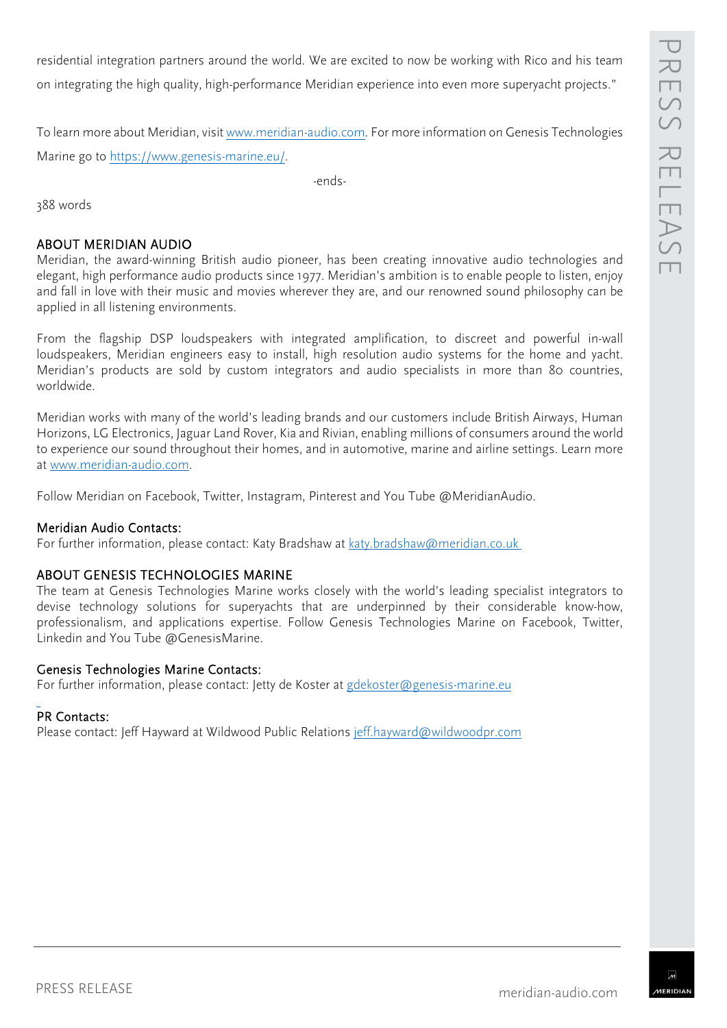residential integration partners around the world. We are excited to now be working with Rico and his team on integrating the high quality, high-performance Meridian experience into even more superyacht projects."

To learn more about Meridian, visit www.meridian-audio.com. For more information on Genesis Technologies Marine go to https://www.genesis-marine.eu/.

-ends-

388 words

## ABOUT MERIDIAN AUDIO

Meridian, the award-winning British audio pioneer, has been creating innovative audio technologies and elegant, high performance audio products since 1977. Meridian's ambition is to enable people to listen, enjoy and fall in love with their music and movies wherever they are, and our renowned sound philosophy can be applied in all listening environments.

From the flagship DSP loudspeakers with integrated amplification, to discreet and powerful in-wall loudspeakers, Meridian engineers easy to install, high resolution audio systems for the home and yacht. Meridian's products are sold by custom integrators and audio specialists in more than 80 countries, worldwide.

Meridian works with many of the world's leading brands and our customers include British Airways, Human Horizons, LG Electronics, Jaguar Land Rover, Kia and Rivian, enabling millions of consumers around the world to experience our sound throughout their homes, and in automotive, marine and airline settings. Learn more at www.meridian-audio.com.

Follow Meridian on Facebook, Twitter, Instagram, Pinterest and You Tube @MeridianAudio.

### Meridian Audio Contacts:

For further information, please contact: Katy Bradshaw at katy.bradshaw@meridian.co.uk

## ABOUT GENESIS TECHNOLOGIES MARINE

The team at Genesis Technologies Marine works closely with the world's leading specialist integrators to devise technology solutions for superyachts that are underpinned by their considerable know-how, professionalism, and applications expertise. Follow Genesis Technologies Marine on Facebook, Twitter, Linkedin and You Tube @GenesisMarine.

### Genesis Technologies Marine Contacts:

For further information, please contact: Jetty de Koster at gdekoster@genesis-marine.eu

### PR Contacts:

Please contact: Jeff Hayward at Wildwood Public Relations jeff.hayward@wildwoodpr.com